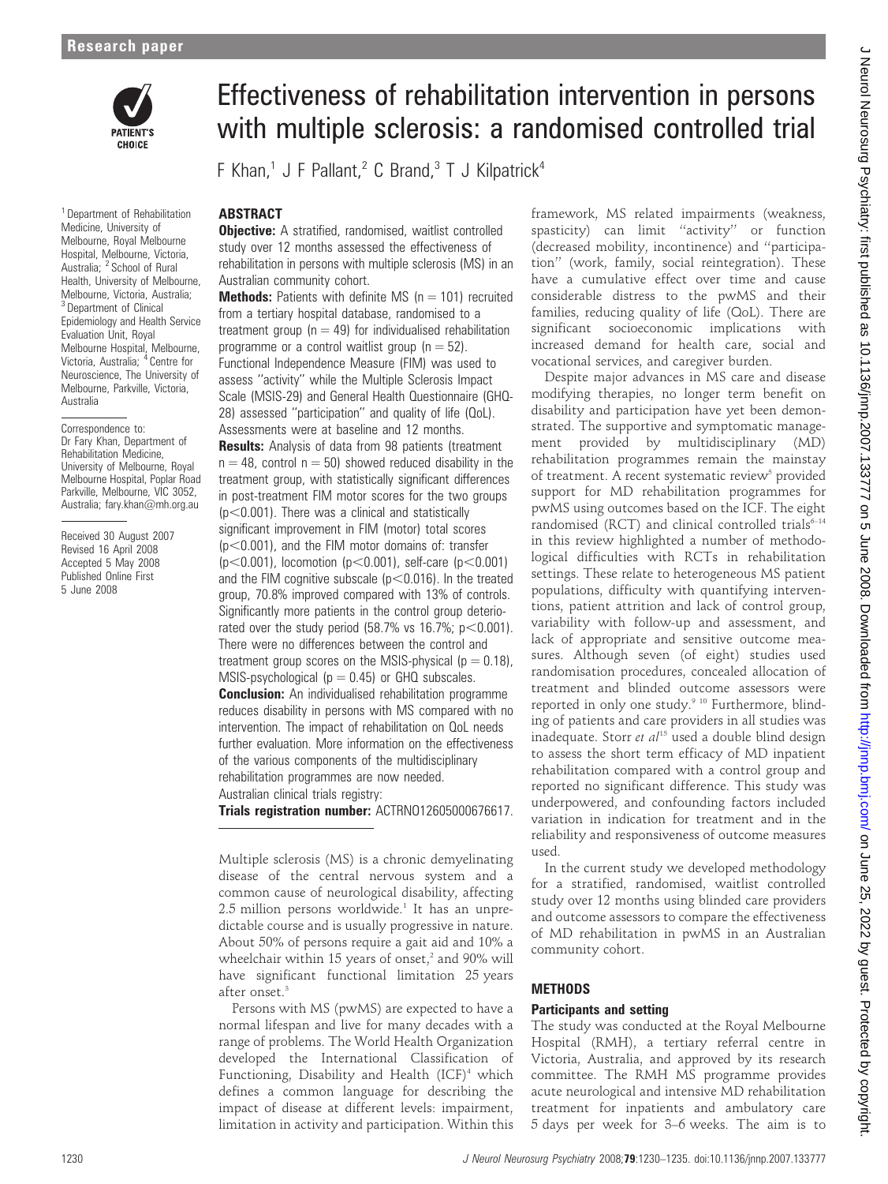# Effectiveness of rehabilitation intervention in persons with multiple sclerosis: a randomised controlled trial

F Khan,[1] J F Pallant,[2] C Brand,[3] T J Kilpatrick[4]

[1] Department of Rehabilitation Medicine, University of Melbourne, Royal Melbourne Hospital, Melbourne, Victoria, Australia; [2] School of Rural Health, University of Melbourne, Melbourne, Victoria, Australia; [3] Department of Clinical Epidemiology and Health Service Evaluation Unit, Royal Melbourne Hospital, Melbourne, Victoria, Australia; [4] Centre for Neuroscience, The University of Melbourne, Parkville, Victoria, Australia

Correspondence to: Dr Fary Khan, Department of Rehabilitation Medicine, University of Melbourne, Royal Melbourne Hospital, Poplar Road Parkville, Melbourne, VIC 3052, Australia; fary.khan@mh.org.au

Received 30 August 2007
Revised 16 April 2008
Accepted 5 May 2008
Published Online First 5 June 2008

## ABSTRACT

**Objective:** A stratified, randomised, waitlist controlled study over 12 months assessed the effectiveness of rehabilitation in persons with multiple sclerosis (MS) in an Australian community cohort.

**Methods:** Patients with definite MS ($n = 101$) recruited from a tertiary hospital database, randomised to a treatment group ($n = 49$) for individualised rehabilitation programme or a control waitlist group ($n = 52$). Functional Independence Measure (FIM) was used to assess "activity" while the Multiple Sclerosis Impact Scale (MSIS-29) and General Health Questionnaire (GHQ-28) assessed "participation" and quality of life (QoL). Assessments were at baseline and 12 months.

**Results:** Analysis of data from 98 patients (treatment $n = 48$, control $n = 50$) showed reduced disability in the treatment group, with statistically significant differences in post-treatment FIM motor scores for the two groups ($p<0.001$). There was a clinical and statistically significant improvement in FIM (motor) total scores ($p<0.001$), and the FIM motor domains of: transfer ($p<0.001$), locomotion ($p<0.001$), self-care ($p<0.001$) and the FIM cognitive subscale ($p<0.016$). In the treated group, 70.8% improved compared with 13% of controls. Significantly more patients in the control group deteriorated over the study period (58.7% vs 16.7%; $p<0.001$). There were no differences between the control and treatment group scores on the MSIS-physical ($p = 0.18$), MSIS-psychological ($p = 0.45$) or GHQ subscales.

**Conclusion:** An individualised rehabilitation programme reduces disability in persons with MS compared with no intervention. The impact of rehabilitation on QoL needs further evaluation. More information on the effectiveness of the various components of the multidisciplinary rehabilitation programmes are now needed.

Australian clinical trials registry:
**Trials registration number:** ACTRNO12605000676617.

Multiple sclerosis (MS) is a chronic demyelinating disease of the central nervous system and a common cause of neurological disability, affecting 2.5 million persons worldwide.[1] It has an unpredictable course and is usually progressive in nature. About 50% of persons require a gait aid and 10% a wheelchair within 15 years of onset,[2] and 90% will have significant functional limitation 25 years after onset.[3]

Persons with MS (pwMS) are expected to have a normal lifespan and live for many decades with a range of problems. The World Health Organization developed the International Classification of Functioning, Disability and Health (ICF)[4] which defines a common language for describing the impact of disease at different levels: impairment, limitation in activity and participation. Within this framework, MS related impairments (weakness, spasticity) can limit "activity" or function (decreased mobility, incontinence) and "participation" (work, family, social reintegration). These have a cumulative effect over time and cause considerable distress to the pwMS and their families, reducing quality of life (QoL). There are significant socioeconomic implications with increased demand for health care, social and vocational services, and caregiver burden.

Despite major advances in MS care and disease modifying therapies, no longer term benefit on disability and participation have yet been demonstrated. The supportive and symptomatic management provided by multidisciplinary (MD) rehabilitation programmes remain the mainstay of treatment. A recent systematic review[5] provided support for MD rehabilitation programmes for pwMS using outcomes based on the ICF. The eight randomised (RCT) and clinical controlled trials[6–14] in this review highlighted a number of methodological difficulties with RCTs in rehabilitation settings. These relate to heterogeneous MS patient populations, difficulty with quantifying interventions, patient attrition and lack of control group, variability with follow-up and assessment, and lack of appropriate and sensitive outcome measures. Although seven (of eight) studies used randomisation procedures, concealed allocation of treatment and blinded outcome assessors were reported in only one study.[9 10] Furthermore, blinding of patients and care providers in all studies was inadequate. Storr *et al*[15] used a double blind design to assess the short term efficacy of MD inpatient rehabilitation compared with a control group and reported no significant difference. This study was underpowered, and confounding factors included variation in indication for treatment and in the reliability and responsiveness of outcome measures used.

In the current study we developed methodology for a stratified, randomised, waitlist controlled study over 12 months using blinded care providers and outcome assessors to compare the effectiveness of MD rehabilitation in pwMS in an Australian community cohort.

## METHODS

### Participants and setting

The study was conducted at the Royal Melbourne Hospital (RMH), a tertiary referral centre in Victoria, Australia, and approved by its research committee. The RMH MS programme provides acute neurological and intensive MD rehabilitation treatment for inpatients and ambulatory care 5 days per week for 3–6 weeks. The aim is to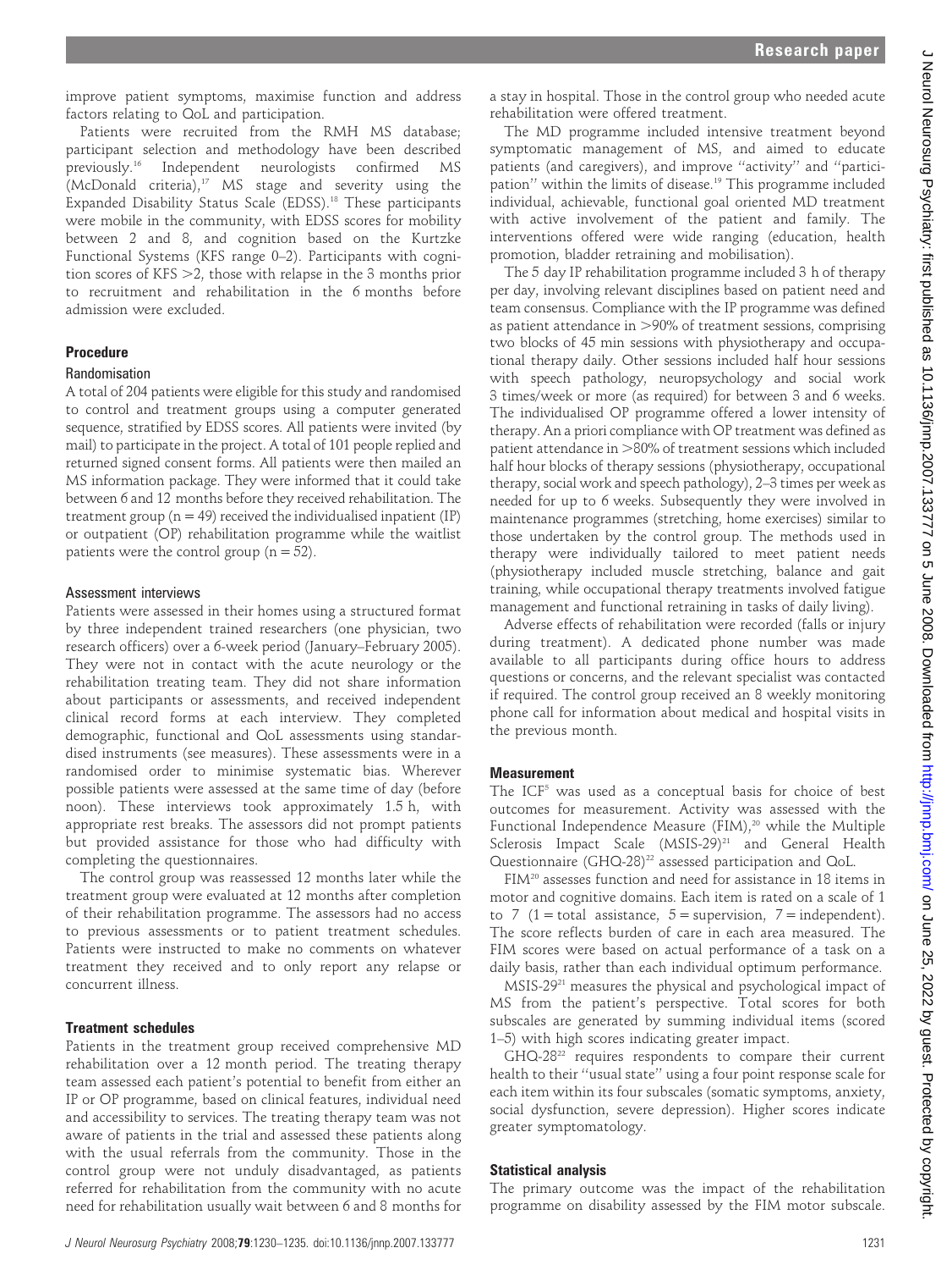improve patient symptoms, maximise function and address factors relating to QoL and participation.

Patients were recruited from the RMH MS database; participant selection and methodology have been described previously.[16] Independent neurologists confirmed MS (McDonald criteria),[17] MS stage and severity using the Expanded Disability Status Scale (EDSS).[18] These participants were mobile in the community, with EDSS scores for mobility between 2 and 8, and cognition based on the Kurtzke Functional Systems (KFS range 0–2). Participants with cognition scores of KFS >2, those with relapse in the 3 months prior to recruitment and rehabilitation in the 6 months before admission were excluded.

## Procedure

### Randomisation

A total of 204 patients were eligible for this study and randomised to control and treatment groups using a computer generated sequence, stratified by EDSS scores. All patients were invited (by mail) to participate in the project. A total of 101 people replied and returned signed consent forms. All patients were then mailed an MS information package. They were informed that it could take between 6 and 12 months before they received rehabilitation. The treatment group (n = 49) received the individualised inpatient (IP) or outpatient (OP) rehabilitation programme while the waitlist patients were the control group (n = 52).

### Assessment interviews

Patients were assessed in their homes using a structured format by three independent trained researchers (one physician, two research officers) over a 6-week period (January–February 2005). They were not in contact with the acute neurology or the rehabilitation treating team. They did not share information about participants or assessments, and received independent clinical record forms at each interview. They completed demographic, functional and QoL assessments using standardised instruments (see measures). These assessments were in a randomised order to minimise systematic bias. Wherever possible patients were assessed at the same time of day (before noon). These interviews took approximately 1.5 h, with appropriate rest breaks. The assessors did not prompt patients but provided assistance for those who had difficulty with completing the questionnaires.

The control group was reassessed 12 months later while the treatment group were evaluated at 12 months after completion of their rehabilitation programme. The assessors had no access to previous assessments or to patient treatment schedules. Patients were instructed to make no comments on whatever treatment they received and to only report any relapse or concurrent illness.

## Treatment schedules

Patients in the treatment group received comprehensive MD rehabilitation over a 12 month period. The treating therapy team assessed each patient's potential to benefit from either an IP or OP programme, based on clinical features, individual need and accessibility to services. The treating therapy team was not aware of patients in the trial and assessed these patients along with the usual referrals from the community. Those in the control group were not unduly disadvantaged, as patients referred for rehabilitation from the community with no acute need for rehabilitation usually wait between 6 and 8 months for a stay in hospital. Those in the control group who needed acute rehabilitation were offered treatment.

The MD programme included intensive treatment beyond symptomatic management of MS, and aimed to educate patients (and caregivers), and improve "activity" and "participation" within the limits of disease.[19] This programme included individual, achievable, functional goal oriented MD treatment with active involvement of the patient and family. The interventions offered were wide ranging (education, health promotion, bladder retraining and mobilisation).

The 5 day IP rehabilitation programme included 3 h of therapy per day, involving relevant disciplines based on patient need and team consensus. Compliance with the IP programme was defined as patient attendance in >90% of treatment sessions, comprising two blocks of 45 min sessions with physiotherapy and occupational therapy daily. Other sessions included half hour sessions with speech pathology, neuropsychology and social work 3 times/week or more (as required) for between 3 and 6 weeks. The individualised OP programme offered a lower intensity of therapy. An a priori compliance with OP treatment was defined as patient attendance in >80% of treatment sessions which included half hour blocks of therapy sessions (physiotherapy, occupational therapy, social work and speech pathology), 2–3 times per week as needed for up to 6 weeks. Subsequently they were involved in maintenance programmes (stretching, home exercises) similar to those undertaken by the control group. The methods used in therapy were individually tailored to meet patient needs (physiotherapy included muscle stretching, balance and gait training, while occupational therapy treatments involved fatigue management and functional retraining in tasks of daily living).

Adverse effects of rehabilitation were recorded (falls or injury during treatment). A dedicated phone number was made available to all participants during office hours to address questions or concerns, and the relevant specialist was contacted if required. The control group received an 8 weekly monitoring phone call for information about medical and hospital visits in the previous month.

## Measurement

The ICF[5] was used as a conceptual basis for choice of best outcomes for measurement. Activity was assessed with the Functional Independence Measure (FIM),[20] while the Multiple Sclerosis Impact Scale (MSIS-29)[21] and General Health Questionnaire (GHQ-28)[22] assessed participation and QoL.

FIM[20] assesses function and need for assistance in 18 items in motor and cognitive domains. Each item is rated on a scale of 1 to 7 (1 = total assistance, 5 = supervision, 7 = independent). The score reflects burden of care in each area measured. The FIM scores were based on actual performance of a task on a daily basis, rather than each individual optimum performance.

MSIS-29[21] measures the physical and psychological impact of MS from the patient's perspective. Total scores for both subscales are generated by summing individual items (scored 1–5) with high scores indicating greater impact.

GHQ-28[22] requires respondents to compare their current health to their "usual state" using a four point response scale for each item within its four subscales (somatic symptoms, anxiety, social dysfunction, severe depression). Higher scores indicate greater symptomatology.

## Statistical analysis

The primary outcome was the impact of the rehabilitation programme on disability assessed by the FIM motor subscale.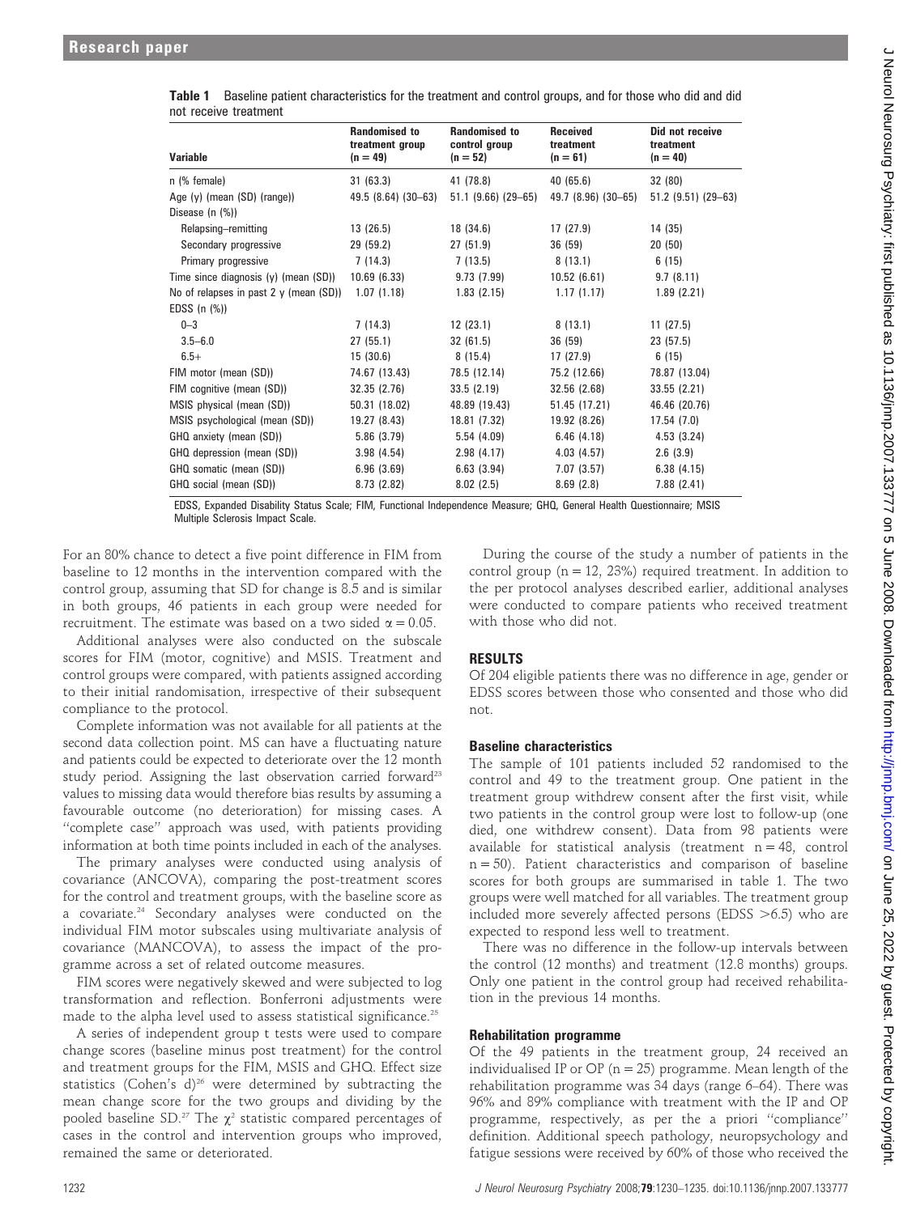**Table 1** Baseline patient characteristics for the treatment and control groups, and for those who did and did not receive treatment

| Variable | Randomised to treatment group (n = 49) | Randomised to control group (n = 52) | Received treatment (n = 61) | Did not receive treatment (n = 40) |
|---|---|---|---|---|
| n (% female) | 31 (63.3) | 41 (78.8) | 40 (65.6) | 32 (80) |
| Age (y) (mean (SD) (range)) | 49.5 (8.64) (30–63) | 51.1 (9.66) (29–65) | 49.7 (8.96) (30–65) | 51.2 (9.51) (29–63) |
| Disease (n (%)) | | | | |
| Relapsing–remitting | 13 (26.5) | 18 (34.6) | 17 (27.9) | 14 (35) |
| Secondary progressive | 29 (59.2) | 27 (51.9) | 36 (59) | 20 (50) |
| Primary progressive | 7 (14.3) | 7 (13.5) | 8 (13.1) | 6 (15) |
| Time since diagnosis (y) (mean (SD)) | 10.69 (6.33) | 9.73 (7.99) | 10.52 (6.61) | 9.7 (8.11) |
| No of relapses in past 2 y (mean (SD)) | 1.07 (1.18) | 1.83 (2.15) | 1.17 (1.17) | 1.89 (2.21) |
| EDSS (n (%)) | | | | |
| 0–3 | 7 (14.3) | 12 (23.1) | 8 (13.1) | 11 (27.5) |
| 3.5–6.0 | 27 (55.1) | 32 (61.5) | 36 (59) | 23 (57.5) |
| 6.5+ | 15 (30.6) | 8 (15.4) | 17 (27.9) | 6 (15) |
| FIM motor (mean (SD)) | 74.67 (13.43) | 78.5 (12.14) | 75.2 (12.66) | 78.87 (13.04) |
| FIM cognitive (mean (SD)) | 32.35 (2.76) | 33.5 (2.19) | 32.56 (2.68) | 33.55 (2.21) |
| MSIS physical (mean (SD)) | 50.31 (18.02) | 48.89 (19.43) | 51.45 (17.21) | 46.46 (20.76) |
| MSIS psychological (mean (SD)) | 19.27 (8.43) | 18.81 (7.32) | 19.92 (8.26) | 17.54 (7.0) |
| GHQ anxiety (mean (SD)) | 5.86 (3.79) | 5.54 (4.09) | 6.46 (4.18) | 4.53 (3.24) |
| GHQ depression (mean (SD)) | 3.98 (4.54) | 2.98 (4.17) | 4.03 (4.57) | 2.6 (3.9) |
| GHQ somatic (mean (SD)) | 6.96 (3.69) | 6.63 (3.94) | 7.07 (3.57) | 6.38 (4.15) |
| GHQ social (mean (SD)) | 8.73 (2.82) | 8.02 (2.5) | 8.69 (2.8) | 7.88 (2.41) |

EDSS, Expanded Disability Status Scale; FIM, Functional Independence Measure; GHQ, General Health Questionnaire; MSIS Multiple Sclerosis Impact Scale.

For an 80% chance to detect a five point difference in FIM from baseline to 12 months in the intervention compared with the control group, assuming that SD for change is 8.5 and is similar in both groups, 46 patients in each group were needed for recruitment. The estimate was based on a two sided $\alpha = 0.05$.

Additional analyses were also conducted on the subscale scores for FIM (motor, cognitive) and MSIS. Treatment and control groups were compared, with patients assigned according to their initial randomisation, irrespective of their subsequent compliance to the protocol.

Complete information was not available for all patients at the second data collection point. MS can have a fluctuating nature and patients could be expected to deteriorate over the 12 month study period. Assigning the last observation carried forward[23] values to missing data would therefore bias results by assuming a favourable outcome (no deterioration) for missing cases. A "complete case" approach was used, with patients providing information at both time points included in each of the analyses.

The primary analyses were conducted using analysis of covariance (ANCOVA), comparing the post-treatment scores for the control and treatment groups, with the baseline score as a covariate.[24] Secondary analyses were conducted on the individual FIM motor subscales using multivariate analysis of covariance (MANCOVA), to assess the impact of the programme across a set of related outcome measures.

FIM scores were negatively skewed and were subjected to log transformation and reflection. Bonferroni adjustments were made to the alpha level used to assess statistical significance.[25]

A series of independent group t tests were used to compare change scores (baseline minus post treatment) for the control and treatment groups for the FIM, MSIS and GHQ. Effect size statistics (Cohen's d)[26] were determined by subtracting the mean change score for the two groups and dividing by the pooled baseline SD.[27] The $\chi^2$ statistic compared percentages of cases in the control and intervention groups who improved, remained the same or deteriorated.

During the course of the study a number of patients in the control group (n = 12, 23%) required treatment. In addition to the per protocol analyses described earlier, additional analyses were conducted to compare patients who received treatment with those who did not.

## RESULTS

Of 204 eligible patients there was no difference in age, gender or EDSS scores between those who consented and those who did not.

### Baseline characteristics

The sample of 101 patients included 52 randomised to the control and 49 to the treatment group. One patient in the treatment group withdrew consent after the first visit, while two patients in the control group were lost to follow-up (one died, one withdrew consent). Data from 98 patients were available for statistical analysis (treatment n = 48, control n = 50). Patient characteristics and comparison of baseline scores for both groups are summarised in table 1. The two groups were well matched for all variables. The treatment group included more severely affected persons (EDSS >6.5) who are expected to respond less well to treatment.

There was no difference in the follow-up intervals between the control (12 months) and treatment (12.8 months) groups. Only one patient in the control group had received rehabilitation in the previous 14 months.

### Rehabilitation programme

Of the 49 patients in the treatment group, 24 received an individualised IP or OP (n = 25) programme. Mean length of the rehabilitation programme was 34 days (range 6–64). There was 96% and 89% compliance with treatment with the IP and OP programme, respectively, as per the a priori "compliance" definition. Additional speech pathology, neuropsychology and fatigue sessions were received by 60% of those who received the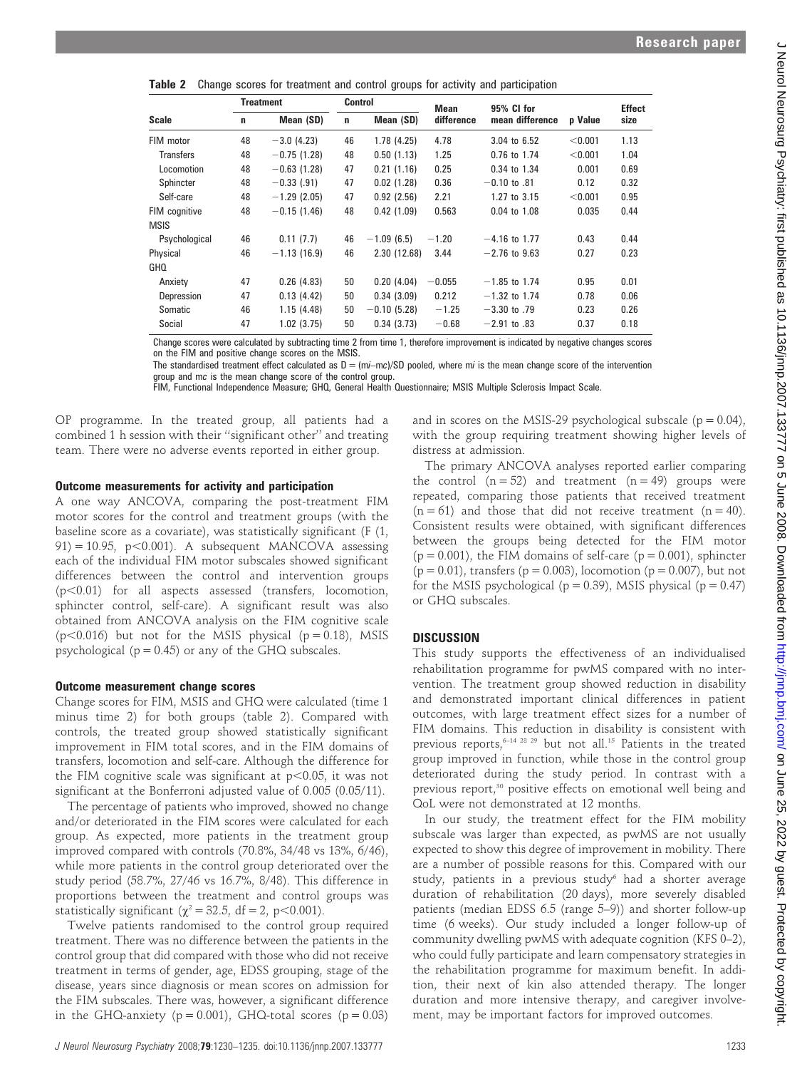**Table 2** Change scores for treatment and control groups for activity and participation

| Scale | Treatment | | Control | | Mean difference | 95% CI for mean difference | p Value | Effect size |
|---|---|---|---|---|---|---|---|---|
| | n | Mean (SD) | n | Mean (SD) | | | | |
| FIM motor | 48 | −3.0 (4.23) | 46 | 1.78 (4.25) | 4.78 | 3.04 to 6.52 | <0.001 | 1.13 |
| Transfers | 48 | −0.75 (1.28) | 48 | 0.50 (1.13) | 1.25 | 0.76 to 1.74 | <0.001 | 1.04 |
| Locomotion | 48 | −0.63 (1.28) | 47 | 0.21 (1.16) | 0.25 | 0.34 to 1.34 | 0.001 | 0.69 |
| Sphincter | 48 | −0.33 (.91) | 47 | 0.02 (1.28) | 0.36 | −0.10 to .81 | 0.12 | 0.32 |
| Self-care | 48 | −1.29 (2.05) | 47 | 0.92 (2.56) | 2.21 | 1.27 to 3.15 | <0.001 | 0.95 |
| FIM cognitive | 48 | −0.15 (1.46) | 48 | 0.42 (1.09) | 0.563 | 0.04 to 1.08 | 0.035 | 0.44 |
| MSIS | | | | | | | | |
| Psychological | 46 | 0.11 (7.7) | 46 | −1.09 (6.5) | −1.20 | −4.16 to 1.77 | 0.43 | 0.44 |
| Physical | 46 | −1.13 (16.9) | 46 | 2.30 (12.68) | 3.44 | −2.76 to 9.63 | 0.27 | 0.23 |
| GHQ | | | | | | | | |
| Anxiety | 47 | 0.26 (4.83) | 50 | 0.20 (4.04) | −0.055 | −1.85 to 1.74 | 0.95 | 0.01 |
| Depression | 47 | 0.13 (4.42) | 50 | 0.34 (3.09) | 0.212 | −1.32 to 1.74 | 0.78 | 0.06 |
| Somatic | 46 | 1.15 (4.48) | 50 | −0.10 (5.28) | −1.25 | −3.30 to .79 | 0.23 | 0.26 |
| Social | 47 | 1.02 (3.75) | 50 | 0.34 (3.73) | −0.68 | −2.91 to .83 | 0.37 | 0.18 |

Change scores were calculated by subtracting time 2 from time 1, therefore improvement is indicated by negative changes scores on the FIM and positive change scores on the MSIS.
The standardised treatment effect calculated as D = (mi−mc)/SD pooled, where mi is the mean change score of the intervention group and mc is the mean change score of the control group.
FIM, Functional Independence Measure; GHQ, General Health Questionnaire; MSIS Multiple Sclerosis Impact Scale.

OP programme. In the treated group, all patients had a combined 1 h session with their "significant other" and treating team. There were no adverse events reported in either group.

### Outcome measurements for activity and participation

A one way ANCOVA, comparing the post-treatment FIM motor scores for the control and treatment groups (with the baseline score as a covariate), was statistically significant ($F(1, 91) = 10.95$, $p<0.001$). A subsequent MANCOVA assessing each of the individual FIM motor subscales showed significant differences between the control and intervention groups ($p<0.01$) for all aspects assessed (transfers, locomotion, sphincter control, self-care). A significant result was also obtained from ANCOVA analysis on the FIM cognitive scale ($p<0.016$) but not for the MSIS physical ($p = 0.18$), MSIS psychological ($p = 0.45$) or any of the GHQ subscales.

### Outcome measurement change scores

Change scores for FIM, MSIS and GHQ were calculated (time 1 minus time 2) for both groups (table 2). Compared with controls, the treated group showed statistically significant improvement in FIM total scores, and in the FIM domains of transfers, locomotion and self-care. Although the difference for the FIM cognitive scale was significant at $p<0.05$, it was not significant at the Bonferroni adjusted value of 0.005 (0.05/11).

The percentage of patients who improved, showed no change and/or deteriorated in the FIM scores were calculated for each group. As expected, more patients in the treatment group improved compared with controls (70.8%, 34/48 vs 13%, 6/46), while more patients in the control group deteriorated over the study period (58.7%, 27/46 vs 16.7%, 8/48). This difference in proportions between the treatment and control groups was statistically significant ($\chi^2 = 32.5$, df = 2, $p<0.001$).

Twelve patients randomised to the control group required treatment. There was no difference between the patients in the control group that did compared with those who did not receive treatment in terms of gender, age, EDSS grouping, stage of the disease, years since diagnosis or mean scores on admission for the FIM subscales. There was, however, a significant difference in the GHQ-anxiety ($p = 0.001$), GHQ-total scores ($p = 0.03$) and in scores on the MSIS-29 psychological subscale ($p = 0.04$), with the group requiring treatment showing higher levels of distress at admission.

The primary ANCOVA analyses reported earlier comparing the control (n = 52) and treatment (n = 49) groups were repeated, comparing those patients that received treatment (n = 61) and those that did not receive treatment (n = 40). Consistent results were obtained, with significant differences between the groups being detected for the FIM motor ($p = 0.001$), the FIM domains of self-care ($p = 0.001$), sphincter ($p = 0.01$), transfers ($p = 0.003$), locomotion ($p = 0.007$), but not for the MSIS psychological ($p = 0.39$), MSIS physical ($p = 0.47$) or GHQ subscales.

## DISCUSSION

This study supports the effectiveness of an individualised rehabilitation programme for pwMS compared with no intervention. The treatment group showed reduction in disability and demonstrated important clinical differences in patient outcomes, with large treatment effect sizes for a number of FIM domains. This reduction in disability is consistent with previous reports,[6–14 28 29] but not all.[15] Patients in the treated group improved in function, while those in the control group deteriorated during the study period. In contrast with a previous report,[30] positive effects on emotional well being and QoL were not demonstrated at 12 months.

In our study, the treatment effect for the FIM mobility subscale was larger than expected, as pwMS are not usually expected to show this degree of improvement in mobility. There are a number of possible reasons for this. Compared with our study, patients in a previous study[6] had a shorter average duration of rehabilitation (20 days), more severely disabled patients (median EDSS 6.5 (range 5–9)) and shorter follow-up time (6 weeks). Our study included a longer follow-up of community dwelling pwMS with adequate cognition (KFS 0–2), who could fully participate and learn compensatory strategies in the rehabilitation programme for maximum benefit. In addition, their next of kin also attended therapy. The longer duration and more intensive therapy, and caregiver involvement, may be important factors for improved outcomes.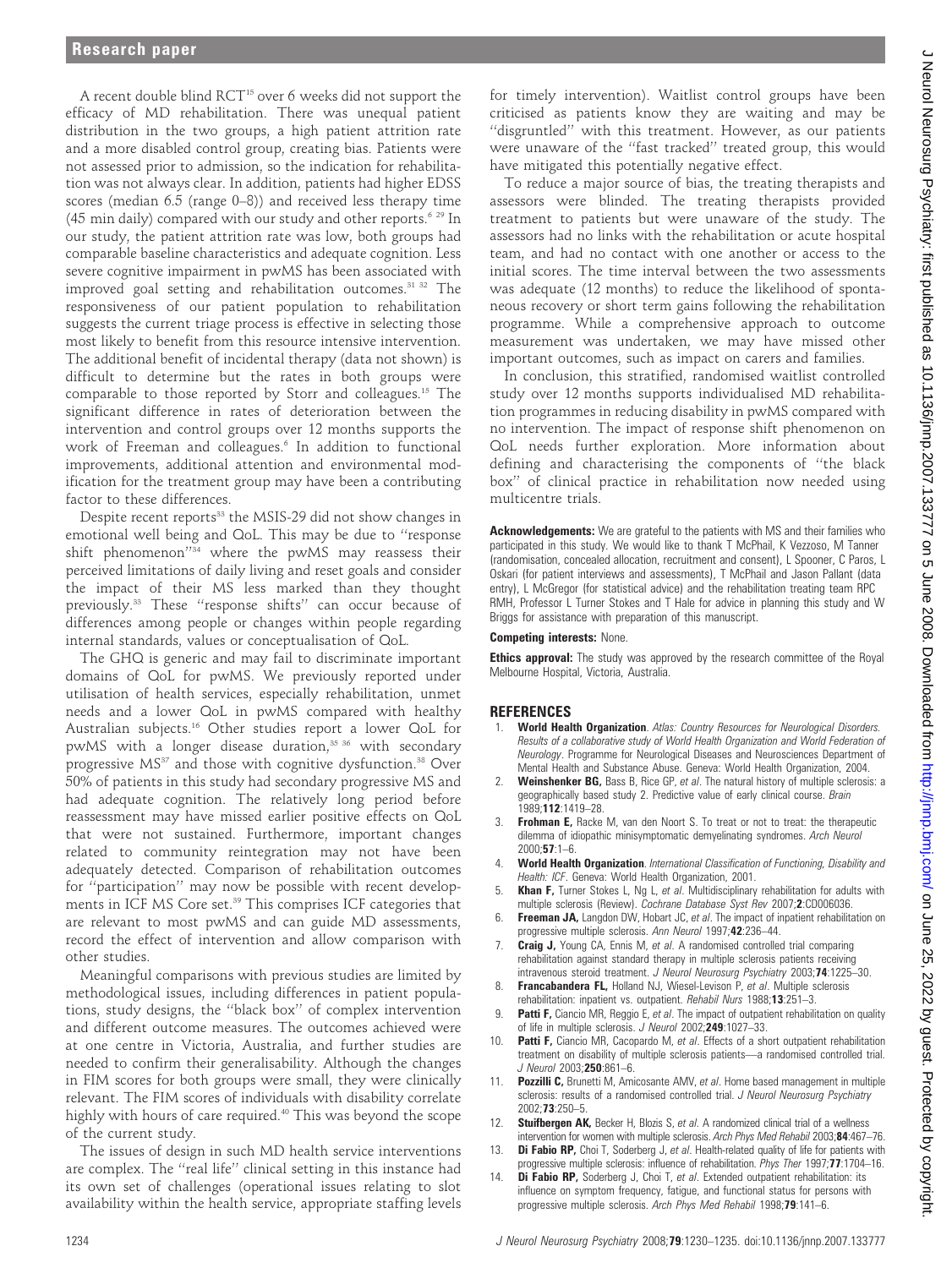A recent double blind RCT[15] over 6 weeks did not support the efficacy of MD rehabilitation. There was unequal patient distribution in the two groups, a high patient attrition rate and a more disabled control group, creating bias. Patients were not assessed prior to admission, so the indication for rehabilitation was not always clear. In addition, patients had higher EDSS scores (median 6.5 (range 0–8)) and received less therapy time (45 min daily) compared with our study and other reports.[6 29] In our study, the patient attrition rate was low, both groups had comparable baseline characteristics and adequate cognition. Less severe cognitive impairment in pwMS has been associated with improved goal setting and rehabilitation outcomes.[31 32] The responsiveness of our patient population to rehabilitation suggests the current triage process is effective in selecting those most likely to benefit from this resource intensive intervention. The additional benefit of incidental therapy (data not shown) is difficult to determine but the rates in both groups were comparable to those reported by Storr and colleagues.[15] The significant difference in rates of deterioration between the intervention and control groups over 12 months supports the work of Freeman and colleagues.[6] In addition to functional improvements, additional attention and environmental modification for the treatment group may have been a contributing factor to these differences.

Despite recent reports[33] the MSIS-29 did not show changes in emotional well being and QoL. This may be due to "response shift phenomenon"[34] where the pwMS may reassess their perceived limitations of daily living and reset goals and consider the impact of their MS less marked than they thought previously.[33] These "response shifts" can occur because of differences among people or changes within people regarding internal standards, values or conceptualisation of QoL.

The GHQ is generic and may fail to discriminate important domains of QoL for pwMS. We previously reported under utilisation of health services, especially rehabilitation, unmet needs and a lower QoL in pwMS compared with healthy Australian subjects.[16] Other studies report a lower QoL for pwMS with a longer disease duration,[35 36] with secondary progressive MS[37] and those with cognitive dysfunction.[38] Over 50% of patients in this study had secondary progressive MS and had adequate cognition. The relatively long period before reassessment may have missed earlier positive effects on QoL that were not sustained. Furthermore, important changes related to community reintegration may not have been adequately detected. Comparison of rehabilitation outcomes for "participation" may now be possible with recent developments in ICF MS Core set.[39] This comprises ICF categories that are relevant to most pwMS and can guide MD assessments, record the effect of intervention and allow comparison with other studies.

Meaningful comparisons with previous studies are limited by methodological issues, including differences in patient populations, study designs, the "black box" of complex intervention and different outcome measures. The outcomes achieved were at one centre in Victoria, Australia, and further studies are needed to confirm their generalisability. Although the changes in FIM scores for both groups were small, they were clinically relevant. The FIM scores of individuals with disability correlate highly with hours of care required.[40] This was beyond the scope of the current study.

The issues of design in such MD health service interventions are complex. The "real life" clinical setting in this instance had its own set of challenges (operational issues relating to slot availability within the health service, appropriate staffing levels for timely intervention). Waitlist control groups have been criticised as patients know they are waiting and may be "disgruntled" with this treatment. However, as our patients were unaware of the "fast tracked" treated group, this would have mitigated this potentially negative effect.

To reduce a major source of bias, the treating therapists and assessors were blinded. The treating therapists provided treatment to patients but were unaware of the study. The assessors had no links with the rehabilitation or acute hospital team, and had no contact with one another or access to the initial scores. The time interval between the two assessments was adequate (12 months) to reduce the likelihood of spontaneous recovery or short term gains following the rehabilitation programme. While a comprehensive approach to outcome measurement was undertaken, we may have missed other important outcomes, such as impact on carers and families.

In conclusion, this stratified, randomised waitlist controlled study over 12 months supports individualised MD rehabilitation programmes in reducing disability in pwMS compared with no intervention. The impact of response shift phenomenon on QoL needs further exploration. More information about defining and characterising the components of "the black box" of clinical practice in rehabilitation now needed using multicentre trials.

**Acknowledgements:** We are grateful to the patients with MS and their families who participated in this study. We would like to thank T McPhail, K Vezzoso, M Tanner (randomisation, concealed allocation, recruitment and consent), L Spooner, C Paros, L Oskari (for patient interviews and assessments), T McPhail and Jason Pallant (data entry), L McGregor (for statistical advice) and the rehabilitation treating team RPC RMH, Professor L Turner Stokes and T Hale for advice in planning this study and W Briggs for assistance with preparation of this manuscript.

**Competing interests:** None.

**Ethics approval:** The study was approved by the research committee of the Royal Melbourne Hospital, Victoria, Australia.

## REFERENCES

1. **World Health Organization**. *Atlas: Country Resources for Neurological Disorders. Results of a collaborative study of World Health Organization and World Federation of Neurology*. Programme for Neurological Diseases and Neurosciences Department of Mental Health and Substance Abuse. Geneva: World Health Organization, 2004.
2. **Weinshenker BG,** Bass B, Rice GP, *et al*. The natural history of multiple sclerosis: a geographically based study 2. Predictive value of early clinical course. *Brain* 1989;**112**:1419–28.
3. **Frohman E,** Racke M, van den Noort S. To treat or not to treat: the therapeutic dilemma of idiopathic minisymptomatic demyelinating syndromes. *Arch Neurol* 2000;**57**:1–6.
4. **World Health Organization**. *International Classification of Functioning, Disability and Health: ICF*. Geneva: World Health Organization, 2001.
5. **Khan F,** Turner Stokes L, Ng L, *et al*. Multidisciplinary rehabilitation for adults with multiple sclerosis (Review). *Cochrane Database Syst Rev* 2007;**2**:CD006036.
6. **Freeman JA,** Langdon DW, Hobart JC, *et al*. The impact of inpatient rehabilitation on progressive multiple sclerosis. *Ann Neurol* 1997;**42**:236–44.
7. **Craig J,** Young CA, Ennis M, *et al*. A randomised controlled trial comparing rehabilitation against standard therapy in multiple sclerosis patients receiving intravenous steroid treatment. *J Neurol Neurosurg Psychiatry* 2003;**74**:1225–30.
8. **Francabandera FL,** Holland NJ, Wiesel-Levison P, *et al*. Multiple sclerosis rehabilitation: inpatient vs. outpatient. *Rehabil Nurs* 1988;**13**:251–3.
9. **Patti F,** Ciancio MR, Reggio E, *et al*. The impact of outpatient rehabilitation on quality of life in multiple sclerosis. *J Neurol* 2002;**249**:1027–33.
10. **Patti F,** Ciancio MR, Cacopardo M, *et al*. Effects of a short outpatient rehabilitation treatment on disability of multiple sclerosis patients—a randomised controlled trial. *J Neurol* 2003;**250**:861–6.
11. **Pozzilli C,** Brunetti M, Amicosante AMV, *et al*. Home based management in multiple sclerosis: results of a randomised controlled trial. *J Neurol Neurosurg Psychiatry* 2002;**73**:250–5.
12. **Stuifbergen AK,** Becker H, Blozis S, *et al*. A randomized clinical trial of a wellness intervention for women with multiple sclerosis. *Arch Phys Med Rehabil* 2003;**84**:467–76.
13. **Di Fabio RP,** Choi T, Soderberg J, *et al*. Health-related quality of life for patients with progressive multiple sclerosis: influence of rehabilitation. *Phys Ther* 1997;**77**:1704–16.
14. **Di Fabio RP,** Soderberg J, Choi T, *et al*. Extended outpatient rehabilitation: its influence on symptom frequency, fatigue, and functional status for persons with progressive multiple sclerosis. *Arch Phys Med Rehabil* 1998;**79**:141–6.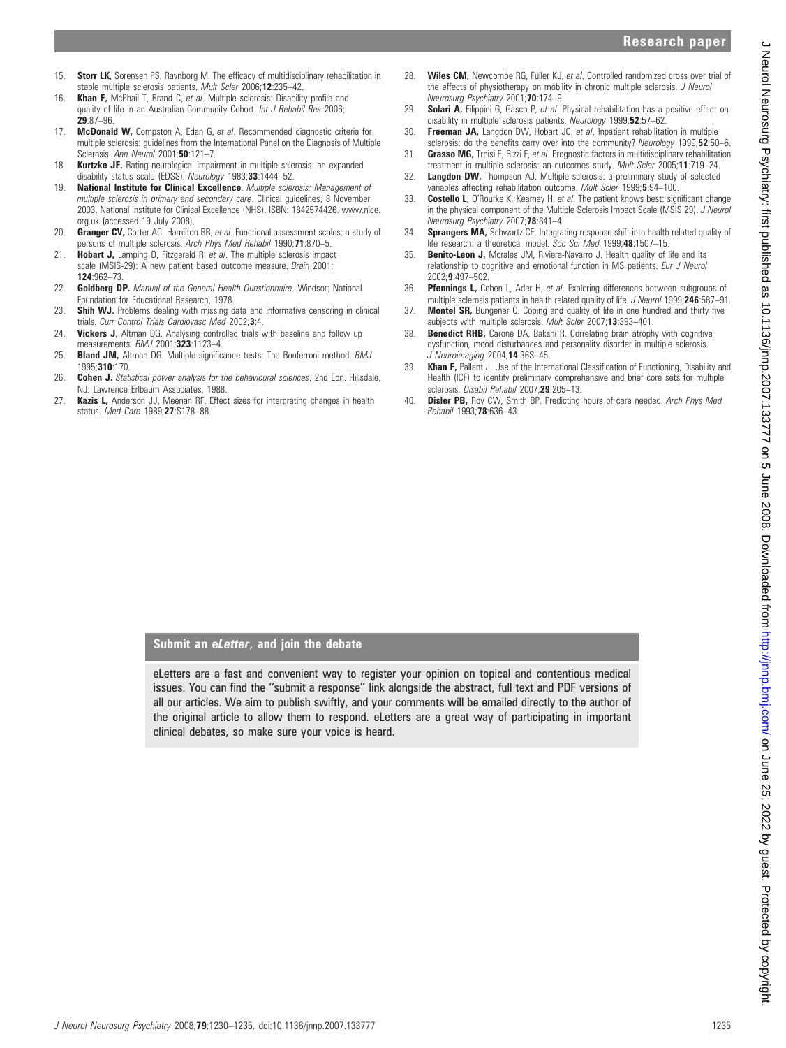15. **Storr LK,** Sorensen PS, Ravnborg M. The efficacy of multidisciplinary rehabilitation in stable multiple sclerosis patients. *Mult Scler* 2006;**12**:235–42.
16. **Khan F,** McPhail T, Brand C, *et al*. Multiple sclerosis: Disability profile and quality of life in an Australian Community Cohort. *Int J Rehabil Res* 2006; **29**:87–96.
17. **McDonald W,** Compston A, Edan G, *et al*. Recommended diagnostic criteria for multiple sclerosis: guidelines from the International Panel on the Diagnosis of Multiple Sclerosis. *Ann Neurol* 2001;**50**:121–7.
18. **Kurtzke JF.** Rating neurological impairment in multiple sclerosis: an expanded disability status scale (EDSS). *Neurology* 1983;**33**:1444–52.
19. **National Institute for Clinical Excellence**. *Multiple sclerosis: Management of multiple sclerosis in primary and secondary care*. Clinical guidelines, 8 November 2003. National Institute for Clinical Excellence (NHS). ISBN: 1842574426. www.nice.org.uk (accessed 19 July 2008).
20. **Granger CV,** Cotter AC, Hamilton BB, *et al*. Functional assessment scales: a study of persons of multiple sclerosis. *Arch Phys Med Rehabil* 1990;**71**:870–5.
21. **Hobart J,** Lamping D, Fitzgerald R, *et al*. The multiple sclerosis impact scale (MSIS-29): A new patient based outcome measure. *Brain* 2001; **124**:962–73.
22. **Goldberg DP.** *Manual of the General Health Questionnaire*. Windsor: National Foundation for Educational Research, 1978.
23. **Shih WJ.** Problems dealing with missing data and informative censoring in clinical trials. *Curr Control Trials Cardiovasc Med* 2002;**3**:4.
24. **Vickers J,** Altman DG. Analysing controlled trials with baseline and follow up measurements. *BMJ* 2001;**323**:1123–4.
25. **Bland JM,** Altman DG. Multiple significance tests: The Bonferroni method. *BMJ* 1995;**310**:170.
26. **Cohen J.** *Statistical power analysis for the behavioural sciences*, 2nd Edn. Hillsdale, NJ: Lawrence Erlbaum Associates, 1988.
27. **Kazis L,** Anderson JJ, Meenan RF. Effect sizes for interpreting changes in health status. *Med Care* 1989;**27**:S178–88.
28. **Wiles CM,** Newcombe RG, Fuller KJ, *et al*. Controlled randomized cross over trial of the effects of physiotherapy on mobility in chronic multiple sclerosis. *J Neurol Neurosurg Psychiatry* 2001;**70**:174–9.
29. **Solari A,** Filippini G, Gasco P, *et al*. Physical rehabilitation has a positive effect on disability in multiple sclerosis patients. *Neurology* 1999;**52**:57–62.
30. **Freeman JA,** Langdon DW, Hobart JC, *et al*. Inpatient rehabilitation in multiple sclerosis: do the benefits carry over into the community? *Neurology* 1999;**52**:50–6.
31. **Grasso MG,** Troisi E, Rizzi F, *et al*. Prognostic factors in multidisciplinary rehabilitation treatment in multiple sclerosis: an outcomes study. *Mult Scler* 2005;**11**:719–24.
32. **Langdon DW,** Thompson AJ. Multiple sclerosis: a preliminary study of selected variables affecting rehabilitation outcome. *Mult Scler* 1999;**5**:94–100.
33. **Costello L,** O'Rourke K, Kearney H, *et al*. The patient knows best: significant change in the physical component of the Multiple Sclerosis Impact Scale (MSIS 29). *J Neurol Neurosurg Psychiatry* 2007;**78**:841–4.
34. **Sprangers MA,** Schwartz CE. Integrating response shift into health related quality of life research: a theoretical model. *Soc Sci Med* 1999;**48**:1507–15.
35. **Benito-Leon J,** Morales JM, Riviera-Navarro J. Health quality of life and its relationship to cognitive and emotional function in MS patients. *Eur J Neurol* 2002;**9**:497–502.
36. **Pfennings L,** Cohen L, Ader H, *et al*. Exploring differences between subgroups of multiple sclerosis patients in health related quality of life. *J Neurol* 1999;**246**:587–91.
37. **Montel SR,** Bungener C. Coping and quality of life in one hundred and thirty five subjects with multiple sclerosis. *Mult Scler* 2007;**13**:393–401.
38. **Benedict RHB,** Carone DA, Bakshi R. Correlating brain atrophy with cognitive dysfunction, mood disturbances and personality disorder in multiple sclerosis. *J Neuroimaging* 2004;**14**:36S–45.
39. **Khan F,** Pallant J. Use of the International Classification of Functioning, Disability and Health (ICF) to identify preliminary comprehensive and brief core sets for multiple sclerosis. *Disabil Rehabil* 2007;**29**:205–13.
40. **Disler PB,** Roy CW, Smith BP. Predicting hours of care needed. *Arch Phys Med Rehabil* 1993;**78**:636–43.

## Submit an *eLetter*, and join the debate

eLetters are a fast and convenient way to register your opinion on topical and contentious medical issues. You can find the "submit a response" link alongside the abstract, full text and PDF versions of all our articles. We aim to publish swiftly, and your comments will be emailed directly to the author of the original article to allow them to respond. eLetters are a great way of participating in important clinical debates, so make sure your voice is heard.